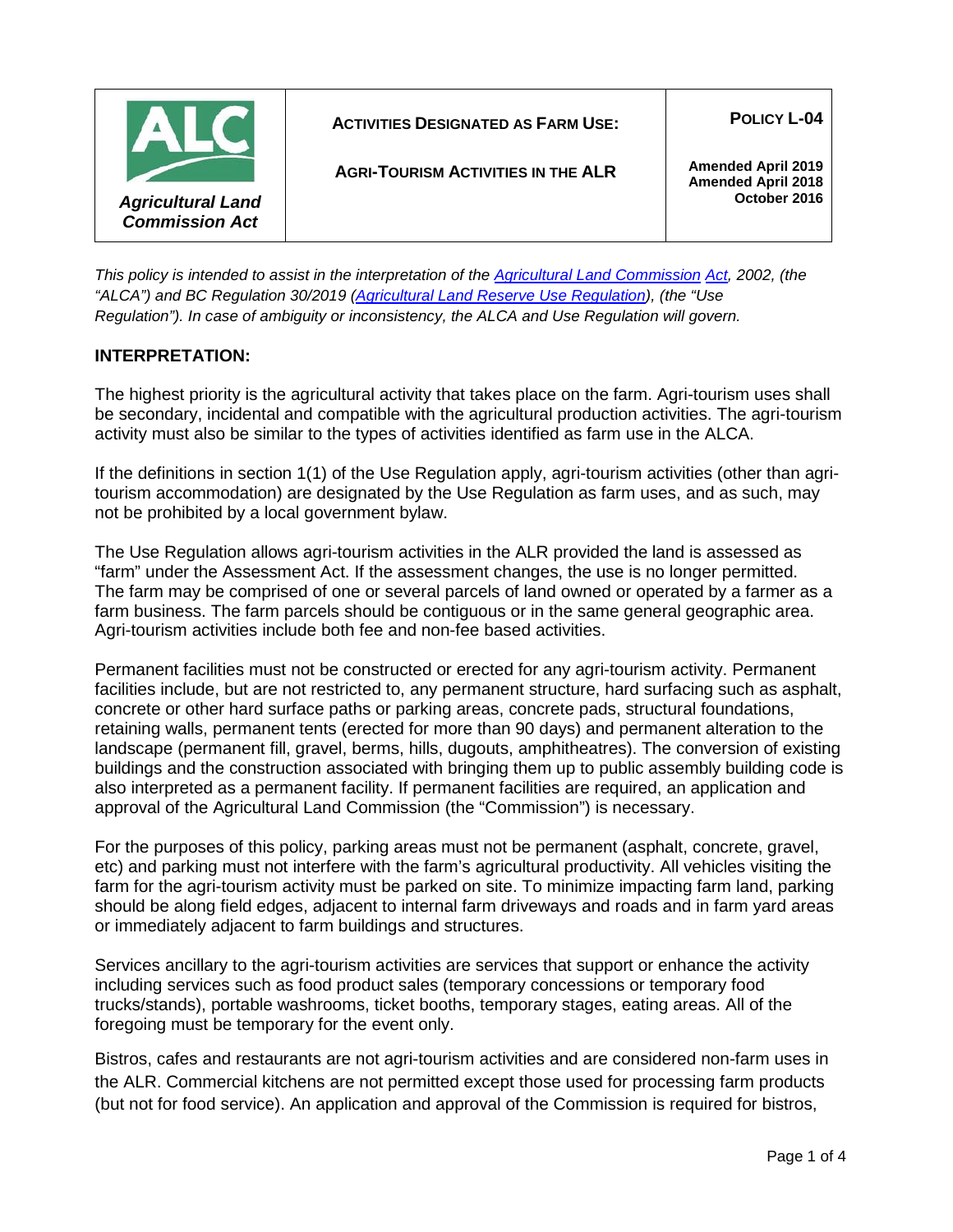| ALC *Agricultural Land Commission Act* | **ACTIVITIES DESIGNATED AS FARM USE:** **AGRI-TOURISM ACTIVITIES IN THE ALR** | **POLICY L-04** **Amended April 2019** **Amended April 2018** **October 2016** |
|---|---|---|

*This policy is intended to assist in the interpretation of the [Agricultural Land Commission Act](), 2002, (the "ALCA") and BC Regulation 30/2019 ([Agricultural Land Reserve Use Regulation]()), (the "Use Regulation"). In case of ambiguity or inconsistency, the ALCA and Use Regulation will govern.*

## INTERPRETATION:

The highest priority is the agricultural activity that takes place on the farm. Agri-tourism uses shall be secondary, incidental and compatible with the agricultural production activities. The agri-tourism activity must also be similar to the types of activities identified as farm use in the ALCA.

If the definitions in section 1(1) of the Use Regulation apply, agri-tourism activities (other than agri-tourism accommodation) are designated by the Use Regulation as farm uses, and as such, may not be prohibited by a local government bylaw.

The Use Regulation allows agri-tourism activities in the ALR provided the land is assessed as "farm" under the Assessment Act. If the assessment changes, the use is no longer permitted. The farm may be comprised of one or several parcels of land owned or operated by a farmer as a farm business. The farm parcels should be contiguous or in the same general geographic area. Agri-tourism activities include both fee and non-fee based activities.

Permanent facilities must not be constructed or erected for any agri-tourism activity. Permanent facilities include, but are not restricted to, any permanent structure, hard surfacing such as asphalt, concrete or other hard surface paths or parking areas, concrete pads, structural foundations, retaining walls, permanent tents (erected for more than 90 days) and permanent alteration to the landscape (permanent fill, gravel, berms, hills, dugouts, amphitheatres). The conversion of existing buildings and the construction associated with bringing them up to public assembly building code is also interpreted as a permanent facility. If permanent facilities are required, an application and approval of the Agricultural Land Commission (the "Commission") is necessary.

For the purposes of this policy, parking areas must not be permanent (asphalt, concrete, gravel, etc) and parking must not interfere with the farm's agricultural productivity. All vehicles visiting the farm for the agri-tourism activity must be parked on site. To minimize impacting farm land, parking should be along field edges, adjacent to internal farm driveways and roads and in farm yard areas or immediately adjacent to farm buildings and structures.

Services ancillary to the agri-tourism activities are services that support or enhance the activity including services such as food product sales (temporary concessions or temporary food trucks/stands), portable washrooms, ticket booths, temporary stages, eating areas. All of the foregoing must be temporary for the event only.

Bistros, cafes and restaurants are not agri-tourism activities and are considered non-farm uses in the ALR. Commercial kitchens are not permitted except those used for processing farm products (but not for food service). An application and approval of the Commission is required for bistros,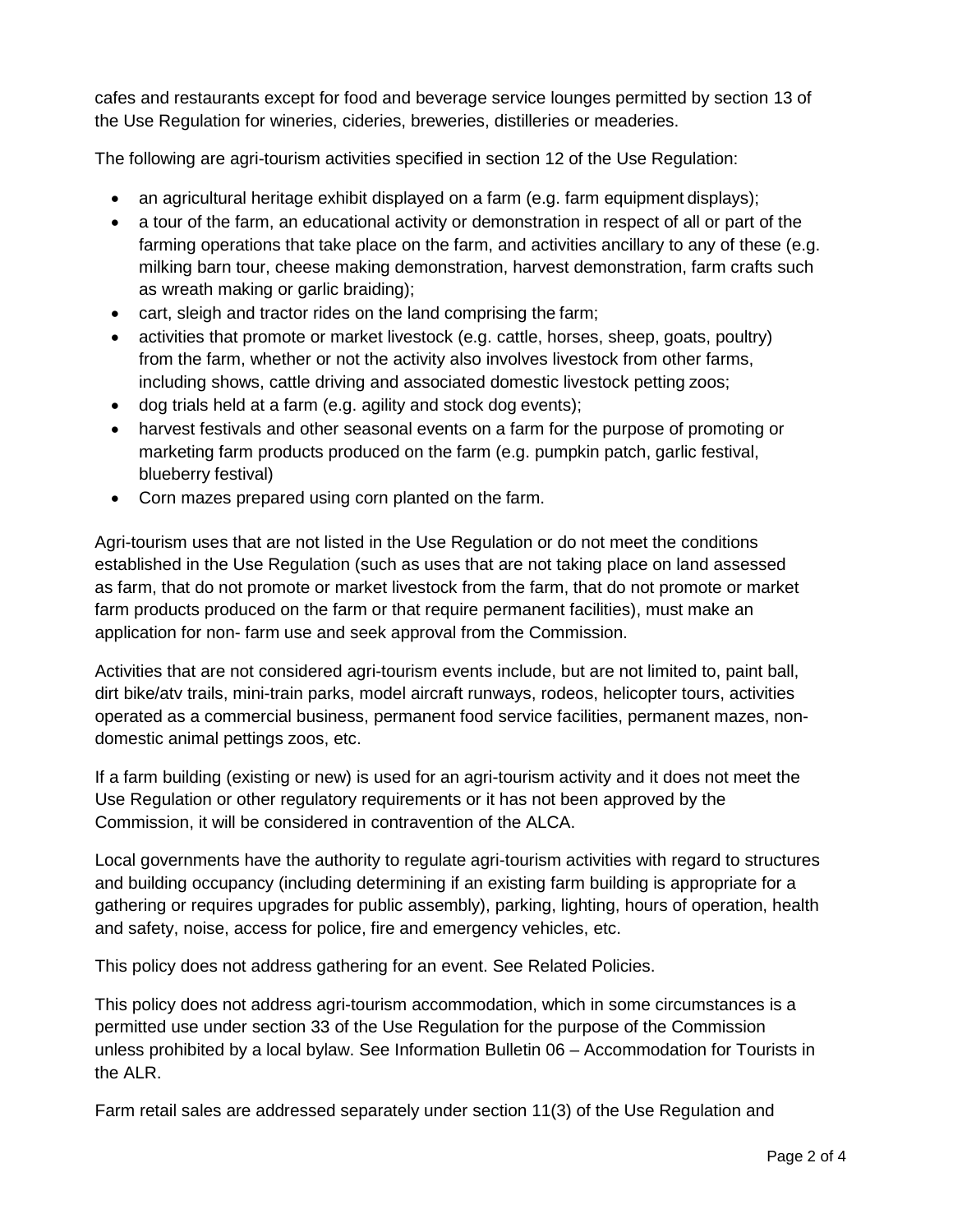cafes and restaurants except for food and beverage service lounges permitted by section 13 of the Use Regulation for wineries, cideries, breweries, distilleries or meaderies.

The following are agri-tourism activities specified in section 12 of the Use Regulation:

- an agricultural heritage exhibit displayed on a farm (e.g. farm equipment displays);
- a tour of the farm, an educational activity or demonstration in respect of all or part of the farming operations that take place on the farm, and activities ancillary to any of these (e.g. milking barn tour, cheese making demonstration, harvest demonstration, farm crafts such as wreath making or garlic braiding);
- cart, sleigh and tractor rides on the land comprising the farm;
- activities that promote or market livestock (e.g. cattle, horses, sheep, goats, poultry) from the farm, whether or not the activity also involves livestock from other farms, including shows, cattle driving and associated domestic livestock petting zoos;
- dog trials held at a farm (e.g. agility and stock dog events);
- harvest festivals and other seasonal events on a farm for the purpose of promoting or marketing farm products produced on the farm (e.g. pumpkin patch, garlic festival, blueberry festival)
- Corn mazes prepared using corn planted on the farm.

Agri-tourism uses that are not listed in the Use Regulation or do not meet the conditions established in the Use Regulation (such as uses that are not taking place on land assessed as farm, that do not promote or market livestock from the farm, that do not promote or market farm products produced on the farm or that require permanent facilities), must make an application for non- farm use and seek approval from the Commission.

Activities that are not considered agri-tourism events include, but are not limited to, paint ball, dirt bike/atv trails, mini-train parks, model aircraft runways, rodeos, helicopter tours, activities operated as a commercial business, permanent food service facilities, permanent mazes, non-domestic animal pettings zoos, etc.

If a farm building (existing or new) is used for an agri-tourism activity and it does not meet the Use Regulation or other regulatory requirements or it has not been approved by the Commission, it will be considered in contravention of the ALCA.

Local governments have the authority to regulate agri-tourism activities with regard to structures and building occupancy (including determining if an existing farm building is appropriate for a gathering or requires upgrades for public assembly), parking, lighting, hours of operation, health and safety, noise, access for police, fire and emergency vehicles, etc.

This policy does not address gathering for an event. See Related Policies.

This policy does not address agri-tourism accommodation, which in some circumstances is a permitted use under section 33 of the Use Regulation for the purpose of the Commission unless prohibited by a local bylaw. See Information Bulletin 06 – Accommodation for Tourists in the ALR.

Farm retail sales are addressed separately under section 11(3) of the Use Regulation and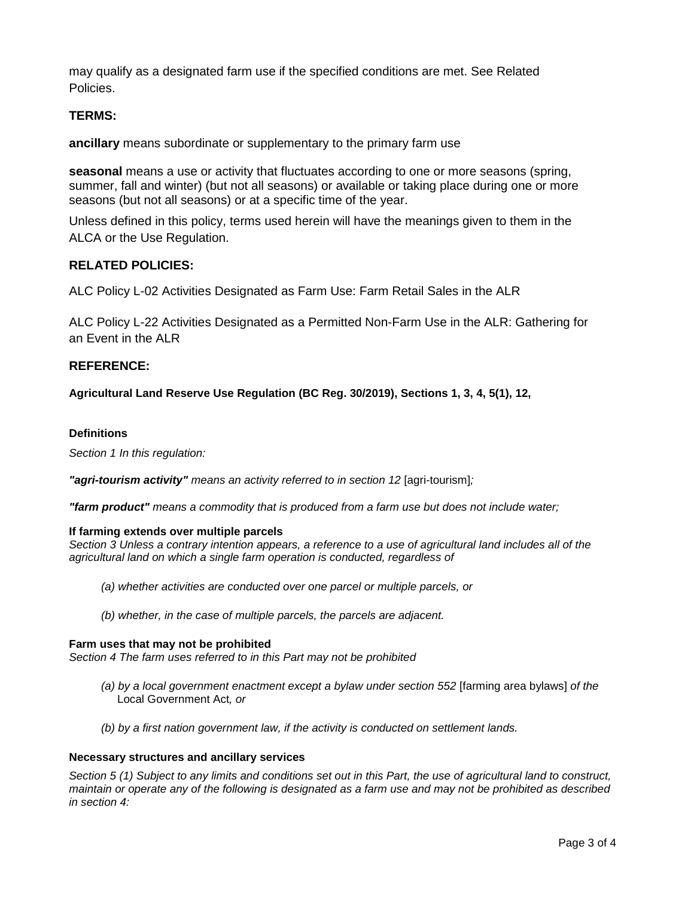may qualify as a designated farm use if the specified conditions are met. See Related Policies.

**TERMS:**

**ancillary** means subordinate or supplementary to the primary farm use

**seasonal** means a use or activity that fluctuates according to one or more seasons (spring, summer, fall and winter) (but not all seasons) or available or taking place during one or more seasons (but not all seasons) or at a specific time of the year.

Unless defined in this policy, terms used herein will have the meanings given to them in the ALCA or the Use Regulation.

**RELATED POLICIES:**

ALC Policy L-02 Activities Designated as Farm Use: Farm Retail Sales in the ALR

ALC Policy L-22 Activities Designated as a Permitted Non-Farm Use in the ALR: Gathering for an Event in the ALR

**REFERENCE:**

**Agricultural Land Reserve Use Regulation (BC Reg. 30/2019), Sections 1, 3, 4, 5(1), 12,**

**Definitions**

*Section 1 In this regulation:*

***"agri-tourism activity"*** *means an activity referred to in section 12* [agri-tourism]*;*

***"farm product"*** *means a commodity that is produced from a farm use but does not include water;*

**If farming extends over multiple parcels**

*Section 3 Unless a contrary intention appears, a reference to a use of agricultural land includes all of the agricultural land on which a single farm operation is conducted, regardless of*

*(a) whether activities are conducted over one parcel or multiple parcels, or*

*(b) whether, in the case of multiple parcels, the parcels are adjacent.*

**Farm uses that may not be prohibited**

*Section 4 The farm uses referred to in this Part may not be prohibited*

*(a) by a local government enactment except a bylaw under section 552* [farming area bylaws] *of the* Local Government Act*, or*

*(b) by a first nation government law, if the activity is conducted on settlement lands.*

**Necessary structures and ancillary services**

*Section 5 (1) Subject to any limits and conditions set out in this Part, the use of agricultural land to construct, maintain or operate any of the following is designated as a farm use and may not be prohibited as described in section 4:*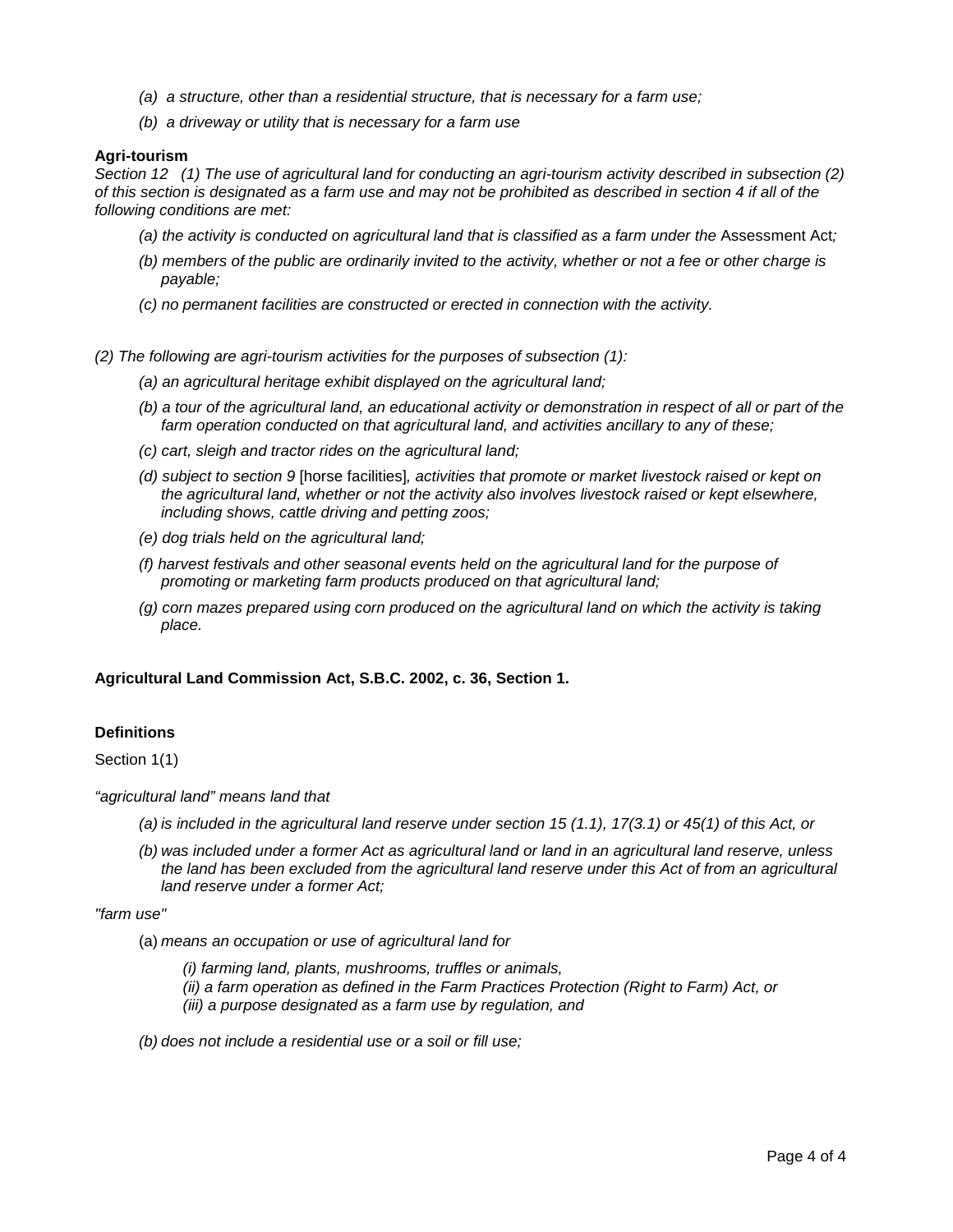*(a) a structure, other than a residential structure, that is necessary for a farm use;*

*(b) a driveway or utility that is necessary for a farm use*

**Agri-tourism**

*Section 12 (1) The use of agricultural land for conducting an agri-tourism activity described in subsection (2) of this section is designated as a farm use and may not be prohibited as described in section 4 if all of the following conditions are met:*

*(a) the activity is conducted on agricultural land that is classified as a farm under the* Assessment Act*;*

*(b) members of the public are ordinarily invited to the activity, whether or not a fee or other charge is payable;*

*(c) no permanent facilities are constructed or erected in connection with the activity.*

*(2) The following are agri-tourism activities for the purposes of subsection (1):*

*(a) an agricultural heritage exhibit displayed on the agricultural land;*

*(b) a tour of the agricultural land, an educational activity or demonstration in respect of all or part of the farm operation conducted on that agricultural land, and activities ancillary to any of these;*

*(c) cart, sleigh and tractor rides on the agricultural land;*

*(d) subject to section 9* [horse facilities]*, activities that promote or market livestock raised or kept on the agricultural land, whether or not the activity also involves livestock raised or kept elsewhere, including shows, cattle driving and petting zoos;*

*(e) dog trials held on the agricultural land;*

*(f) harvest festivals and other seasonal events held on the agricultural land for the purpose of promoting or marketing farm products produced on that agricultural land;*

*(g) corn mazes prepared using corn produced on the agricultural land on which the activity is taking place.*

**Agricultural Land Commission Act, S.B.C. 2002, c. 36, Section 1.**

**Definitions**

Section 1(1)

*"agricultural land" means land that*

*(a) is included in the agricultural land reserve under section 15 (1.1), 17(3.1) or 45(1) of this Act, or*

*(b) was included under a former Act as agricultural land or land in an agricultural land reserve, unless the land has been excluded from the agricultural land reserve under this Act of from an agricultural land reserve under a former Act;*

*"farm use"*

(a) *means an occupation or use of agricultural land for*

*(i) farming land, plants, mushrooms, truffles or animals,*
*(ii) a farm operation as defined in the Farm Practices Protection (Right to Farm) Act, or*
*(iii) a purpose designated as a farm use by regulation, and*

*(b) does not include a residential use or a soil or fill use;*